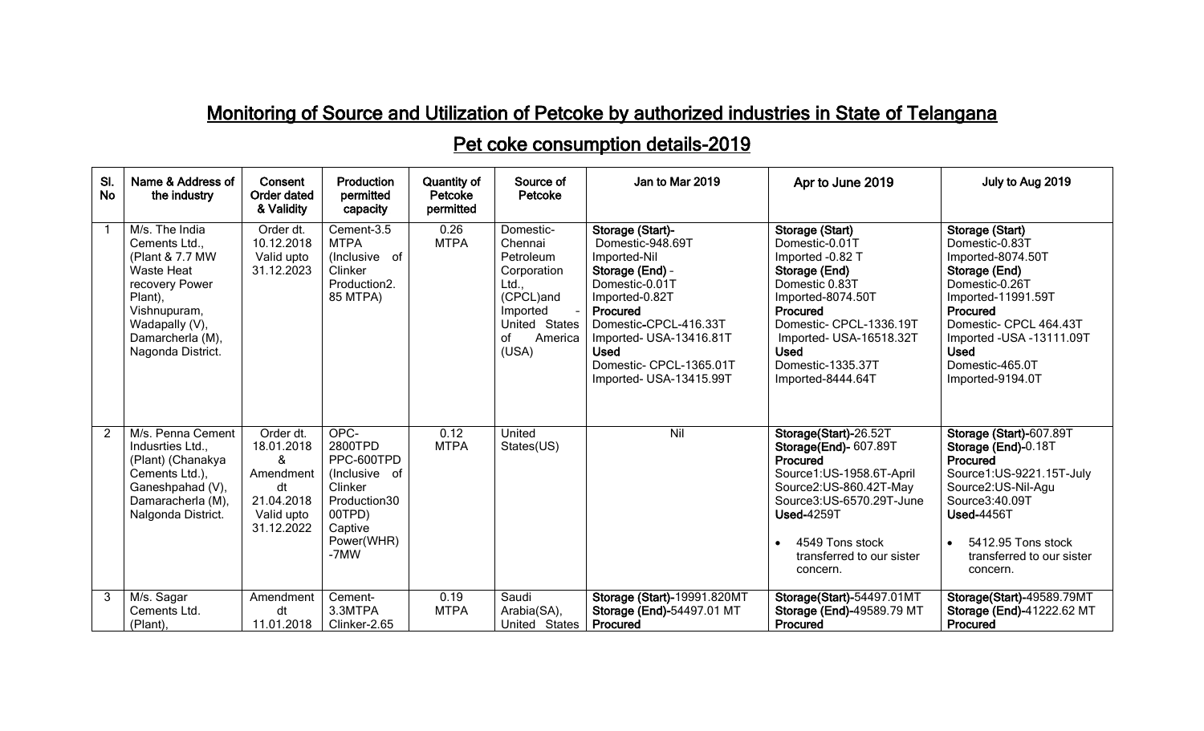# Monitoring of Source and Utilization of Petcoke by authorized industries in State of Telangana

## Pet coke consumption details-2019

| Sl. No | Name & Address of the industry | Consent Order dated & Validity | Production permitted capacity | Quantity of Petcoke permitted | Source of Petcoke | Jan to Mar 2019 | Apr to June 2019 | July to Aug 2019 |
|---|---|---|---|---|---|---|---|---|
| 1 | M/s. The India Cements Ltd., (Plant & 7.7 MW Waste Heat recovery Power Plant), Vishnupuram, Wadapally (V), Damarcherla (M), Nagonda District. | Order dt. 10.12.2018 Valid upto 31.12.2023 | Cement-3.5 MTPA (Inclusive of Clinker Production2. 85 MTPA) | 0.26 MTPA | Domestic-Chennai Petroleum Corporation Ltd., (CPCL)and Imported - United States of America (USA) | **Storage (Start)-** Domestic-948.69T Imported-Nil **Storage (End)** - Domestic-0.01T Imported-0.82T **Procured** Domestic-CPCL-416.33T Imported- USA-13416.81T **Used** Domestic- CPCL-1365.01T Imported- USA-13415.99T | **Storage (Start)** Domestic-0.01T Imported -0.82 T **Storage (End)** Domestic 0.83T Imported-8074.50T **Procured** Domestic- CPCL-1336.19T Imported- USA-16518.32T **Used** Domestic-1335.37T Imported-8444.64T | **Storage (Start)** Domestic-0.83T Imported-8074.50T **Storage (End)** Domestic-0.26T Imported-11991.59T **Procured** Domestic- CPCL 464.43T Imported -USA -13111.09T **Used** Domestic-465.0T Imported-9194.0T |
| 2 | M/s. Penna Cement Indusrties Ltd., (Plant) (Chanakya Cements Ltd.), Ganeshpahad (V), Damaracherla (M), Nalgonda District. | Order dt. 18.01.2018 & Amendment dt 21.04.2018 Valid upto 31.12.2022 | OPC-2800TPD PPC-600TPD (Inclusive of Clinker Production3000TPD) Captive Power(WHR) -7MW | 0.12 MTPA | United States(US) | Nil | **Storage(Start)-**26.52T **Storage(End)-** 607.89T **Procured** Source1:US-1958.6T-April Source2:US-860.42T-May Source3:US-6570.29T-June **Used-**4259T<br>• 4549 Tons stock transferred to our sister concern. | **Storage (Start)-**607.89T **Storage (End)-**0.18T **Procured** Source1:US-9221.15T-July Source2:US-Nil-Agu Source3:40.09T **Used-**4456T<br>• 5412.95 Tons stock transferred to our sister concern. |
| 3 | M/s. Sagar Cements Ltd. (Plant), | Amendment dt 11.01.2018 | Cement-3.3MTPA Clinker-2.65 | 0.19 MTPA | Saudi Arabia(SA), United States | **Storage (Start)-**19991.820MT **Storage (End)-**54497.01 MT **Procured** | **Storage(Start)-**54497.01MT **Storage (End)-**49589.79 MT **Procured** | **Storage(Start)-**49589.79MT **Storage (End)-**41222.62 MT **Procured** |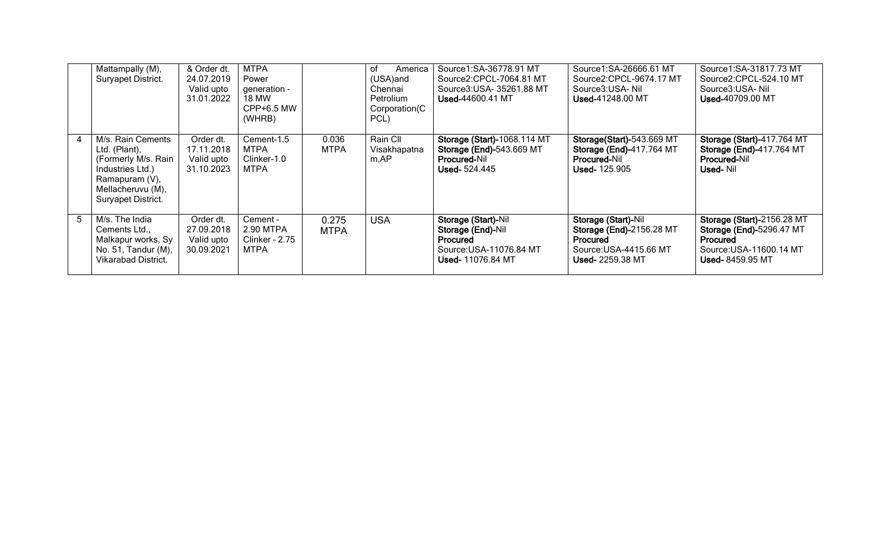| | | | | | | | | |
|---|---|---|---|---|---|---|---|---|
| | Mattampally (M), Suryapet District. | & Order dt. 24.07.2019 Valid upto 31.01.2022 | MTPA Power generation - 18 MW CPP+6.5 MW (WHRB) | | of America (USA)and Chennai Petrolium Corporation(CPCL) | Source1:SA-36778.91 MT<br>Source2:CPCL-7064.81 MT<br>Source3:USA- 35261.88 MT<br>**Used**-44600.41 MT | Source1:SA-26666.61 MT<br>Source2:CPCL-9674.17 MT<br>Source3:USA- Nil<br>**Used**-41248.00 MT | Source1:SA-31817.73 MT<br>Source2:CPCL-524.10 MT<br>Source3:USA- Nil<br>**Used**-40709.00 MT |
| 4 | M/s. Rain Cements Ltd. (Plant), (Formerly M/s. Rain Industries Ltd.) Ramapuram (V), Mellacheruvu (M), Suryapet District. | Order dt. 17.11.2018 Valid upto 31.10.2023 | Cement-1.5 MTPA Clinker-1.0 MTPA | 0.036 MTPA | Rain CII Visakhapatnam,AP | **Storage (Start)**-1068.114 MT<br>**Storage (End)**-543.669 MT<br>**Procured**-Nil<br>**Used**- 524.445 | **Storage(Start)**-543.669 MT<br>**Storage (End)**-417.764 MT<br>**Procured**-Nil<br>**Used**- 125.905 | **Storage (Start)**-417.764 MT<br>**Storage (End)**-417.764 MT<br>**Procured**-Nil<br>**Used**- Nil |
| 5 | M/s. The India Cements Ltd., Malkapur works, Sy No. 51, Tandur (M), Vikarabad District. | Order dt. 27.09.2018 Valid upto 30.09.2021 | Cement - 2.90 MTPA Clinker - 2.75 MTPA | 0.275 MTPA | USA | **Storage (Start)**-Nil<br>**Storage (End)**-Nil<br>**Procured**<br>Source:USA-11076.84 MT<br>**Used**- 11076.84 MT | **Storage (Start)**-Nil<br>**Storage (End)**-2156.28 MT<br>**Procured**<br>Source:USA-4415.66 MT<br>**Used**- 2259.38 MT | **Storage (Start)**-2156.28 MT<br>**Storage (End)**-5296.47 MT<br>**Procured**<br>Source:USA-11600.14 MT<br>**Used**- 8459.95 MT |